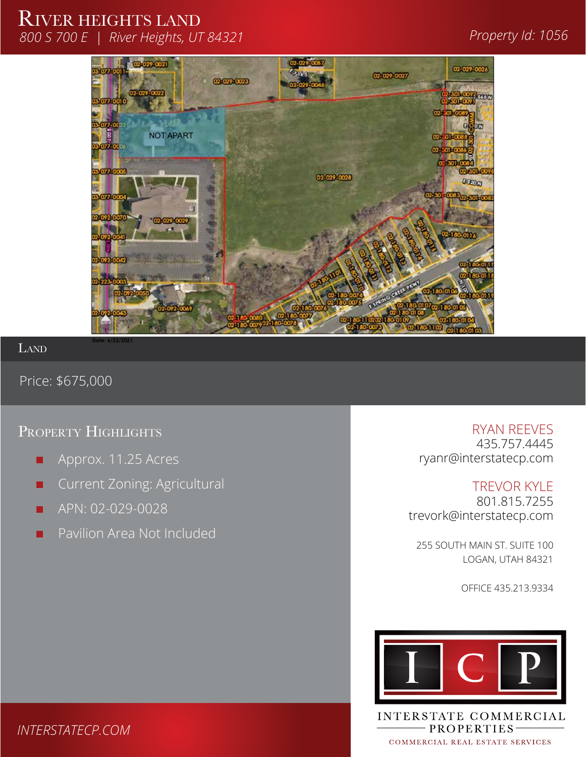# River Heights Land

*800 S 700 E | River Heights, UT 84321*

*Property Id: 1056*

## Land

Price: $675,000

## Property Highlights

- Approx. 11.25 Acres
- Current Zoning: Agricultural
- APN: 02-029-0028
- Pavilion Area Not Included

RYAN REEVES
435.757.4445
ryanr@interstatecp.com

TREVOR KYLE
801.815.7255
trevork@interstatecp.com

255 SOUTH MAIN ST. SUITE 100
LOGAN, UTAH 84321

OFFICE 435.213.9334

INTERSTATE COMMERCIAL PROPERTIES
COMMERCIAL REAL ESTATE SERVICES

*INTERSTATECP.COM*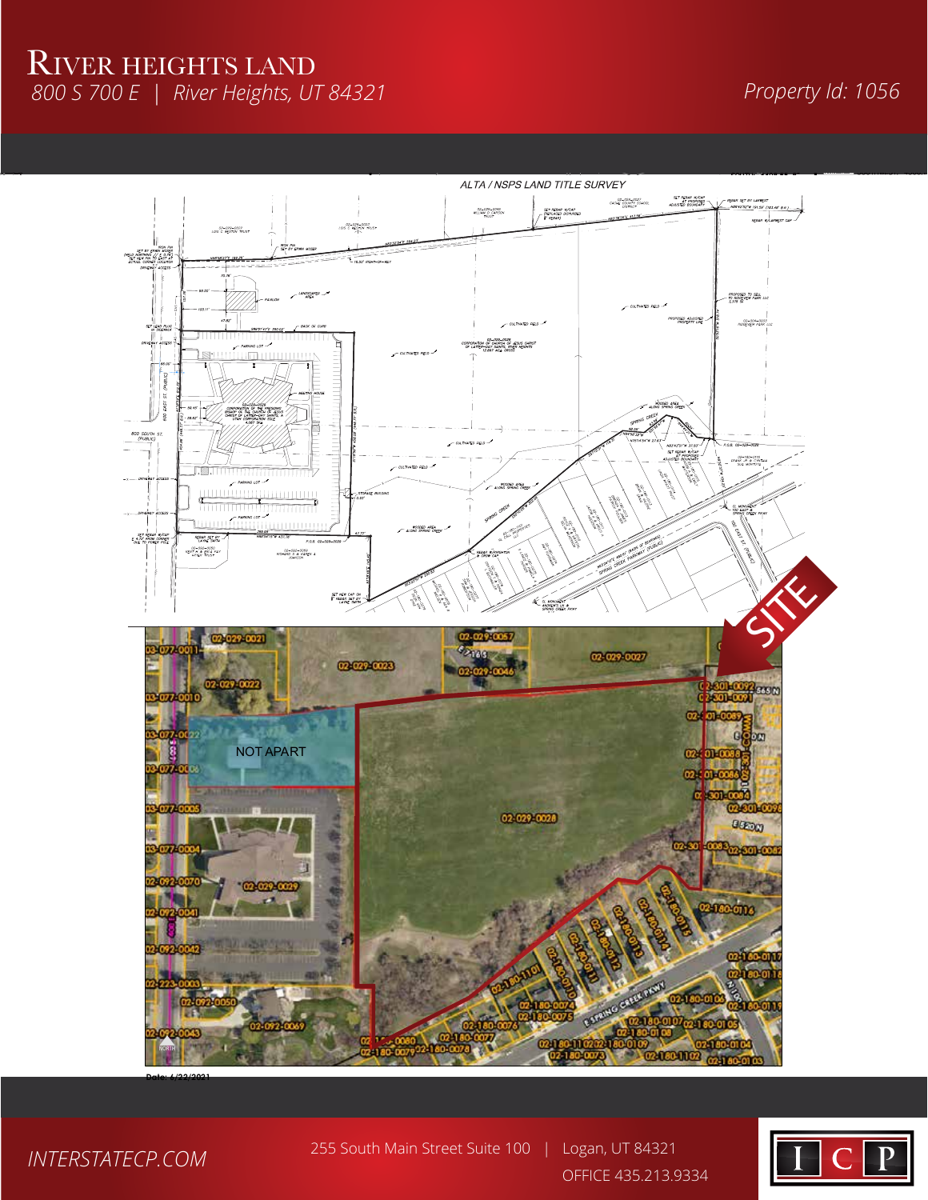# RIVER HEIGHTS LAND

*800 S 700 E | River Heights, UT 84321*

*Property Id: 1056*

ALTA / NSPS LAND TITLE SURVEY

SITE

NOT APART

02-029-0028

Date: 6/22/2021

*INTERSTATECP.COM*

255 South Main Street Suite 100 | Logan, UT 84321

OFFICE 435.213.9334